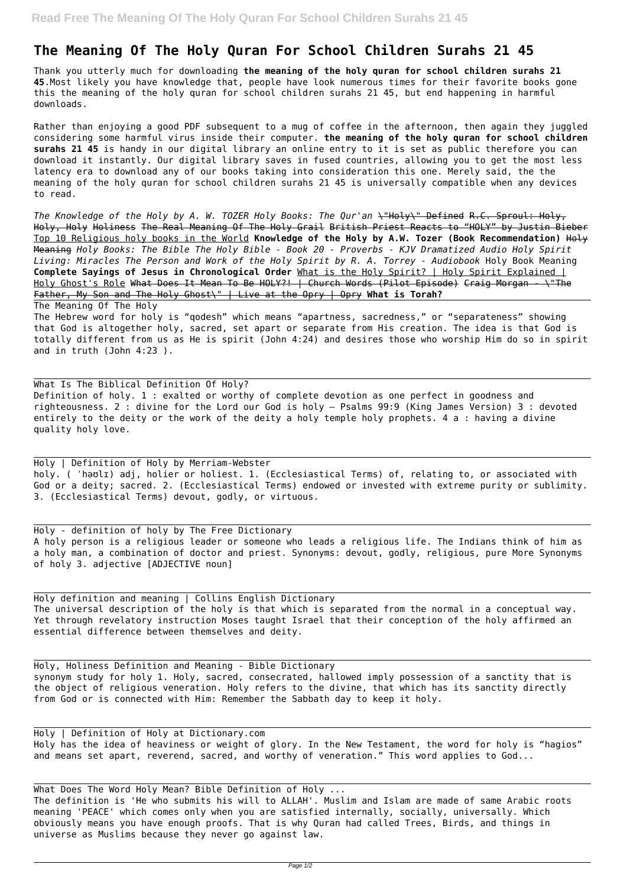# The Meaning Of The Holy Quran For School Children Surahs 21 45

Thank you utterly much for downloading **the meaning of the holy quran for school children surahs 21 45**.Most likely you have knowledge that, people have look numerous times for their favorite books gone this the meaning of the holy quran for school children surahs 21 45, but end happening in harmful downloads.

Rather than enjoying a good PDF subsequent to a mug of coffee in the afternoon, then again they juggled considering some harmful virus inside their computer. **the meaning of the holy quran for school children surahs 21 45** is handy in our digital library an online entry to it is set as public therefore you can download it instantly. Our digital library saves in fused countries, allowing you to get the most less latency era to download any of our books taking into consideration this one. Merely said, the the meaning of the holy quran for school children surahs 21 45 is universally compatible when any devices to read.

*The Knowledge of the Holy by A. W. TOZER Holy Books: The Qur'an* ~~\"Holy\" Defined~~ ~~R.C. Sproul: Holy, Holy, Holy~~ ~~Holiness~~ ~~The Real Meaning Of The Holy Grail~~ ~~British Priest Reacts to "HOLY" by Justin Bieber~~ Top 10 Religious holy books in the World **Knowledge of the Holy by A.W. Tozer (Book Recommendation)** ~~Holy Meaning~~ *Holy Books: The Bible The Holy Bible - Book 20 - Proverbs - KJV Dramatized Audio Holy Spirit Living: Miracles The Person and Work of the Holy Spirit by R. A. Torrey - Audiobook* Holy Book Meaning **Complete Sayings of Jesus in Chronological Order** What is the Holy Spirit? | Holy Spirit Explained | Holy Ghost's Role ~~What Does It Mean To Be HOLY?! | Church Words (Pilot Episode)~~ ~~Craig Morgan - \"The Father, My Son and The Holy Ghost\" | Live at the Opry | Opry~~ **What is Torah?**

## The Meaning Of The Holy

The Hebrew word for holy is "qodesh" which means "apartness, sacredness," or "separateness" showing that God is altogether holy, sacred, set apart or separate from His creation. The idea is that God is totally different from us as He is spirit (John 4:24) and desires those who worship Him do so in spirit and in truth (John 4:23 ).

## What Is The Biblical Definition Of Holy?

Definition of holy. 1 : exalted or worthy of complete devotion as one perfect in goodness and righteousness. 2 : divine for the Lord our God is holy — Psalms 99:9 (King James Version) 3 : devoted entirely to the deity or the work of the deity a holy temple holy prophets. 4 a : having a divine quality holy love.

## Holy | Definition of Holy by Merriam-Webster

holy. ( ˈhəʊlɪ) adj, holier or holiest. 1. (Ecclesiastical Terms) of, relating to, or associated with God or a deity; sacred. 2. (Ecclesiastical Terms) endowed or invested with extreme purity or sublimity. 3. (Ecclesiastical Terms) devout, godly, or virtuous.

## Holy - definition of holy by The Free Dictionary

A holy person is a religious leader or someone who leads a religious life. The Indians think of him as a holy man, a combination of doctor and priest. Synonyms: devout, godly, religious, pure More Synonyms of holy 3. adjective [ADJECTIVE noun]

## Holy definition and meaning | Collins English Dictionary

The universal description of the holy is that which is separated from the normal in a conceptual way. Yet through revelatory instruction Moses taught Israel that their conception of the holy affirmed an essential difference between themselves and deity.

## Holy, Holiness Definition and Meaning - Bible Dictionary

synonym study for holy 1. Holy, sacred, consecrated, hallowed imply possession of a sanctity that is the object of religious veneration. Holy refers to the divine, that which has its sanctity directly from God or is connected with Him: Remember the Sabbath day to keep it holy.

## Holy | Definition of Holy at Dictionary.com

Holy has the idea of heaviness or weight of glory. In the New Testament, the word for holy is "hagios" and means set apart, reverend, sacred, and worthy of veneration." This word applies to God...

## What Does The Word Holy Mean? Bible Definition of Holy ...

The definition is 'He who submits his will to ALLAH'. Muslim and Islam are made of same Arabic roots meaning 'PEACE' which comes only when you are satisfied internally, socially, universally. Which obviously means you have enough proofs. That is why Quran had called Trees, Birds, and things in universe as Muslims because they never go against law.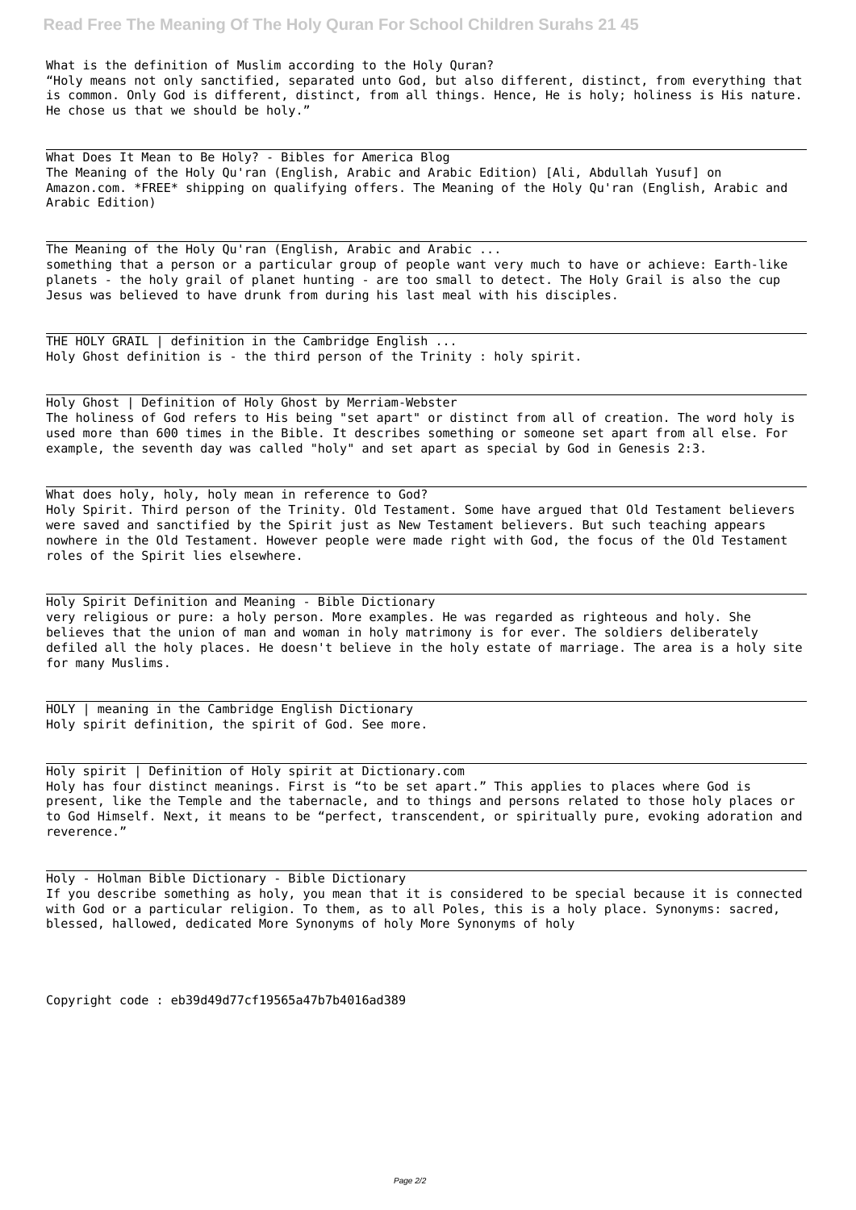What is the definition of Muslim according to the Holy Quran?
"Holy means not only sanctified, separated unto God, but also different, distinct, from everything that is common. Only God is different, distinct, from all things. Hence, He is holy; holiness is His nature. He chose us that we should be holy."

What Does It Mean to Be Holy? - Bibles for America Blog
The Meaning of the Holy Qu'ran (English, Arabic and Arabic Edition) [Ali, Abdullah Yusuf] on Amazon.com. *FREE* shipping on qualifying offers. The Meaning of the Holy Qu'ran (English, Arabic and Arabic Edition)

The Meaning of the Holy Qu'ran (English, Arabic and Arabic ...
something that a person or a particular group of people want very much to have or achieve: Earth-like planets - the holy grail of planet hunting - are too small to detect. The Holy Grail is also the cup Jesus was believed to have drunk from during his last meal with his disciples.

THE HOLY GRAIL | definition in the Cambridge English ...
Holy Ghost definition is - the third person of the Trinity : holy spirit.

Holy Ghost | Definition of Holy Ghost by Merriam-Webster
The holiness of God refers to His being "set apart" or distinct from all of creation. The word holy is used more than 600 times in the Bible. It describes something or someone set apart from all else. For example, the seventh day was called "holy" and set apart as special by God in Genesis 2:3.

What does holy, holy, holy mean in reference to God?
Holy Spirit. Third person of the Trinity. Old Testament. Some have argued that Old Testament believers were saved and sanctified by the Spirit just as New Testament believers. But such teaching appears nowhere in the Old Testament. However people were made right with God, the focus of the Old Testament roles of the Spirit lies elsewhere.

Holy Spirit Definition and Meaning - Bible Dictionary
very religious or pure: a holy person. More examples. He was regarded as righteous and holy. She believes that the union of man and woman in holy matrimony is for ever. The soldiers deliberately defiled all the holy places. He doesn't believe in the holy estate of marriage. The area is a holy site for many Muslims.

HOLY | meaning in the Cambridge English Dictionary
Holy spirit definition, the spirit of God. See more.

Holy spirit | Definition of Holy spirit at Dictionary.com
Holy has four distinct meanings. First is "to be set apart." This applies to places where God is present, like the Temple and the tabernacle, and to things and persons related to those holy places or to God Himself. Next, it means to be "perfect, transcendent, or spiritually pure, evoking adoration and reverence."

Holy - Holman Bible Dictionary - Bible Dictionary
If you describe something as holy, you mean that it is considered to be special because it is connected with God or a particular religion. To them, as to all Poles, this is a holy place. Synonyms: sacred, blessed, hallowed, dedicated More Synonyms of holy More Synonyms of holy

Copyright code : eb39d49d77cf19565a47b7b4016ad389